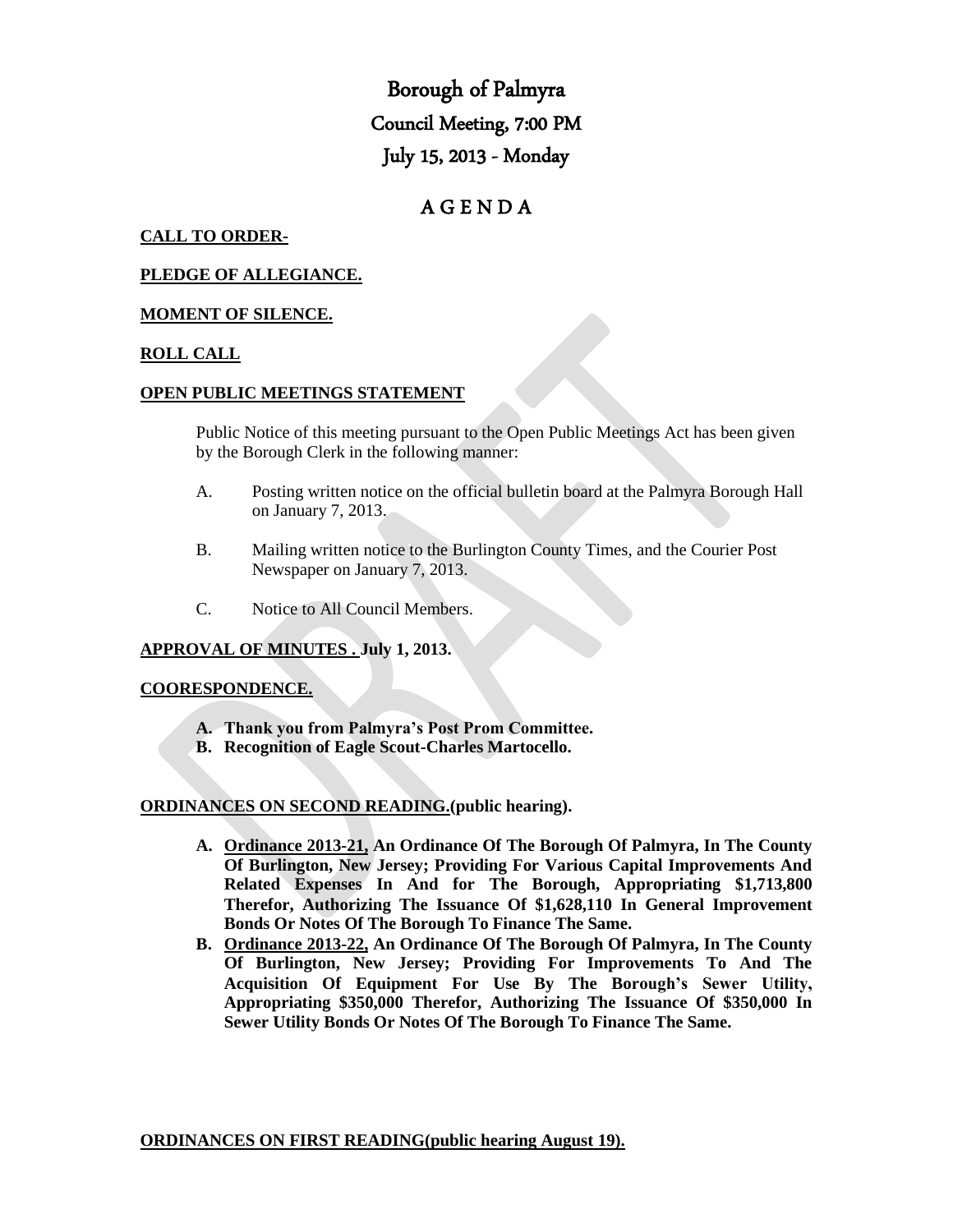# Borough of Palmyra

## Council Meeting, 7:00 PM

## July 15, 2013 - Monday

## A G E N D A

**CALL TO ORDER-**

**PLEDGE OF ALLEGIANCE.**

**MOMENT OF SILENCE.**

**ROLL CALL**

**OPEN PUBLIC MEETINGS STATEMENT**

Public Notice of this meeting pursuant to the Open Public Meetings Act has been given by the Borough Clerk in the following manner:

A. Posting written notice on the official bulletin board at the Palmyra Borough Hall on January 7, 2013.

B. Mailing written notice to the Burlington County Times, and the Courier Post Newspaper on January 7, 2013.

C. Notice to All Council Members.

**APPROVAL OF MINUTES . July 1, 2013.**

**COORESPONDENCE.**

- **A. Thank you from Palmyra's Post Prom Committee.**
- **B. Recognition of Eagle Scout-Charles Martocello.**

**ORDINANCES ON SECOND READING.(public hearing).**

- **A. Ordinance 2013-21, An Ordinance Of The Borough Of Palmyra, In The County Of Burlington, New Jersey; Providing For Various Capital Improvements And Related Expenses In And for The Borough, Appropriating $1,713,800 Therefor, Authorizing The Issuance Of $1,628,110 In General Improvement Bonds Or Notes Of The Borough To Finance The Same.**
- **B. Ordinance 2013-22, An Ordinance Of The Borough Of Palmyra, In The County Of Burlington, New Jersey; Providing For Improvements To And The Acquisition Of Equipment For Use By The Borough's Sewer Utility, Appropriating $350,000 Therefor, Authorizing The Issuance Of $350,000 In Sewer Utility Bonds Or Notes Of The Borough To Finance The Same.**

**ORDINANCES ON FIRST READING(public hearing August 19).**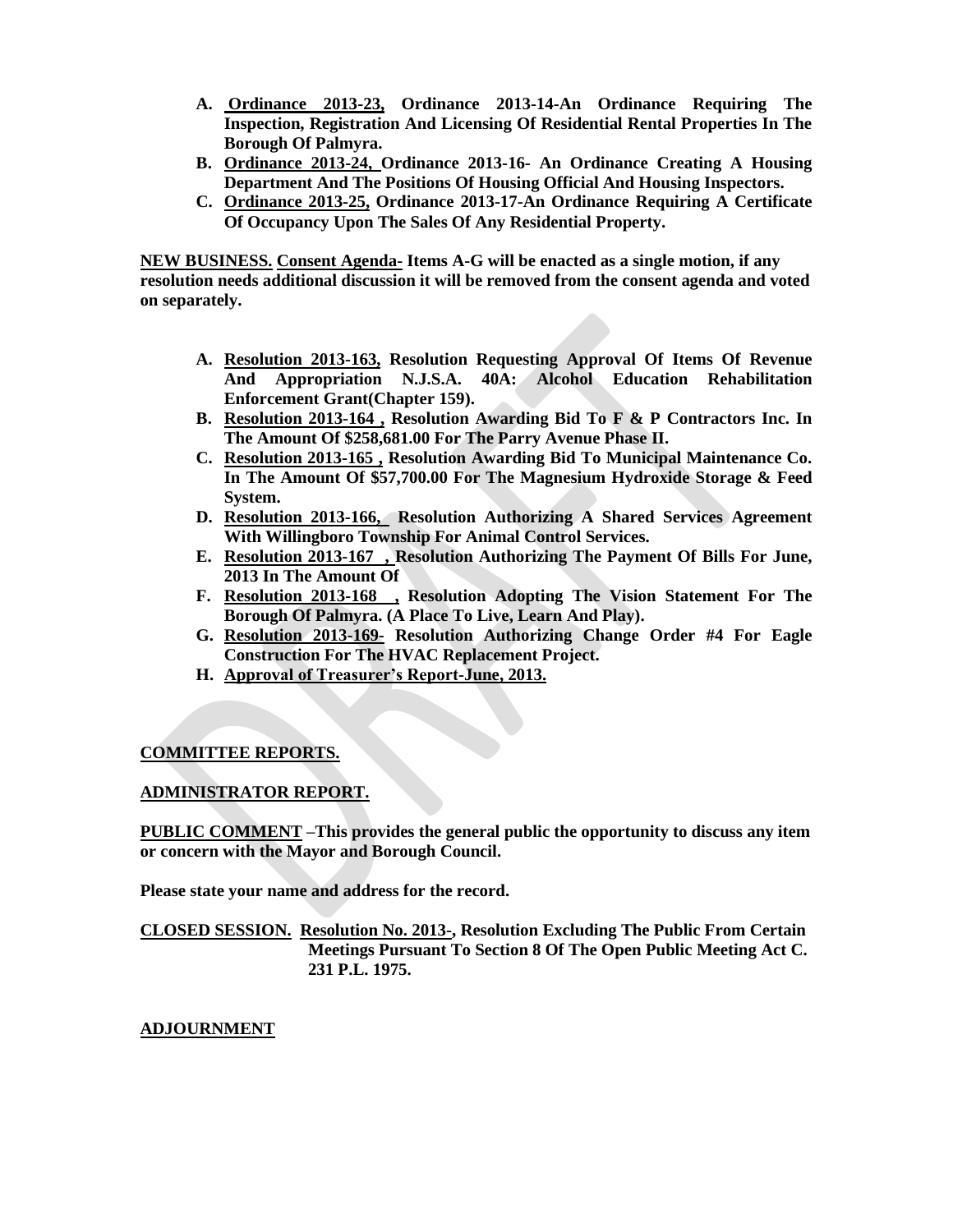A. **Ordinance 2013-23, Ordinance 2013-14-An Ordinance Requiring The Inspection, Registration And Licensing Of Residential Rental Properties In The Borough Of Palmyra.**
B. **Ordinance 2013-24, Ordinance 2013-16- An Ordinance Creating A Housing Department And The Positions Of Housing Official And Housing Inspectors.**
C. **Ordinance 2013-25, Ordinance 2013-17-An Ordinance Requiring A Certificate Of Occupancy Upon The Sales Of Any Residential Property.**

**NEW BUSINESS. Consent Agenda- Items A-G will be enacted as a single motion, if any resolution needs additional discussion it will be removed from the consent agenda and voted on separately.**

A. **Resolution 2013-163, Resolution Requesting Approval Of Items Of Revenue And Appropriation N.J.S.A. 40A: Alcohol Education Rehabilitation Enforcement Grant(Chapter 159).**
B. **Resolution 2013-164 , Resolution Awarding Bid To F & P Contractors Inc. In The Amount Of $258,681.00 For The Parry Avenue Phase II.**
C. **Resolution 2013-165 , Resolution Awarding Bid To Municipal Maintenance Co. In The Amount Of $57,700.00 For The Magnesium Hydroxide Storage & Feed System.**
D. **Resolution 2013-166, Resolution Authorizing A Shared Services Agreement With Willingboro Township For Animal Control Services.**
E. **Resolution 2013-167 , Resolution Authorizing The Payment Of Bills For June, 2013 In The Amount Of**
F. **Resolution 2013-168 , Resolution Adopting The Vision Statement For The Borough Of Palmyra. (A Place To Live, Learn And Play).**
G. **Resolution 2013-169- Resolution Authorizing Change Order #4 For Eagle Construction For The HVAC Replacement Project.**
H. **Approval of Treasurer's Report-June, 2013.**

**COMMITTEE REPORTS.**

**ADMINISTRATOR REPORT.**

**PUBLIC COMMENT –This provides the general public the opportunity to discuss any item or concern with the Mayor and Borough Council.**

**Please state your name and address for the record.**

**CLOSED SESSION. Resolution No. 2013-, Resolution Excluding The Public From Certain Meetings Pursuant To Section 8 Of The Open Public Meeting Act C. 231 P.L. 1975.**

**ADJOURNMENT**